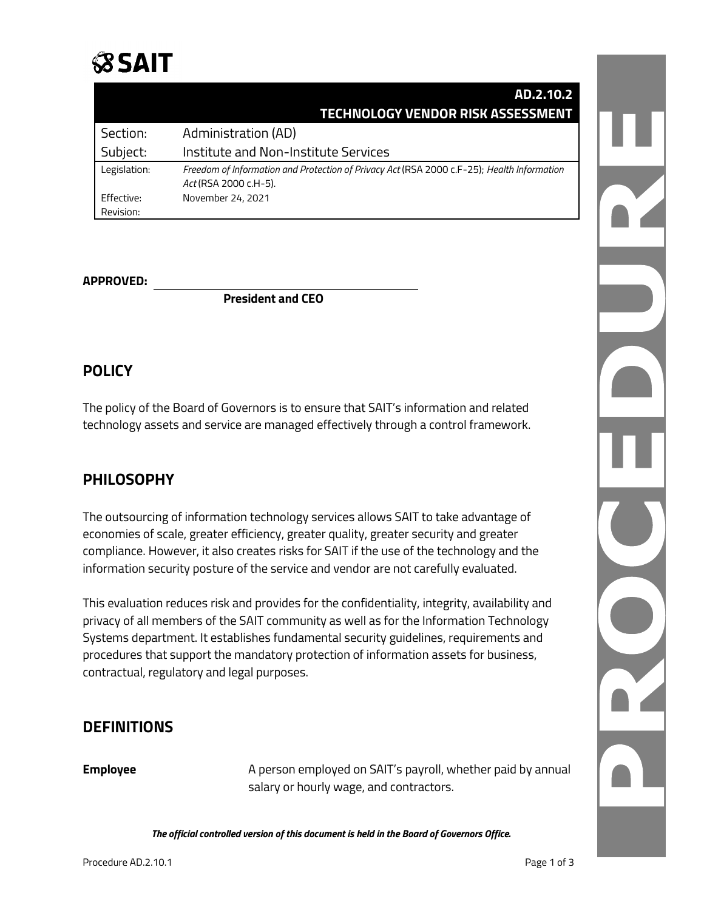# SAIT

| | AD.2.10.2 TECHNOLOGY VENDOR RISK ASSESSMENT |
|---|---|
| Section: | Administration (AD) |
| Subject: | Institute and Non-Institute Services |
| Legislation: | *Freedom of Information and Protection of Privacy Act* (RSA 2000 c.F-25); *Health Information Act* (RSA 2000 c.H-5). |
| Effective: | November 24, 2021 |
| Revision: | |

**APPROVED:** ______________________________
**President and CEO**

## POLICY

The policy of the Board of Governors is to ensure that SAIT's information and related technology assets and service are managed effectively through a control framework.

## PHILOSOPHY

The outsourcing of information technology services allows SAIT to take advantage of economies of scale, greater efficiency, greater quality, greater security and greater compliance. However, it also creates risks for SAIT if the use of the technology and the information security posture of the service and vendor are not carefully evaluated.

This evaluation reduces risk and provides for the confidentiality, integrity, availability and privacy of all members of the SAIT community as well as for the Information Technology Systems department. It establishes fundamental security guidelines, requirements and procedures that support the mandatory protection of information assets for business, contractual, regulatory and legal purposes.

## DEFINITIONS

| | |
|---|---|
| **Employee** | A person employed on SAIT's payroll, whether paid by annual salary or hourly wage, and contractors. |

***The official controlled version of this document is held in the Board of Governors Office.***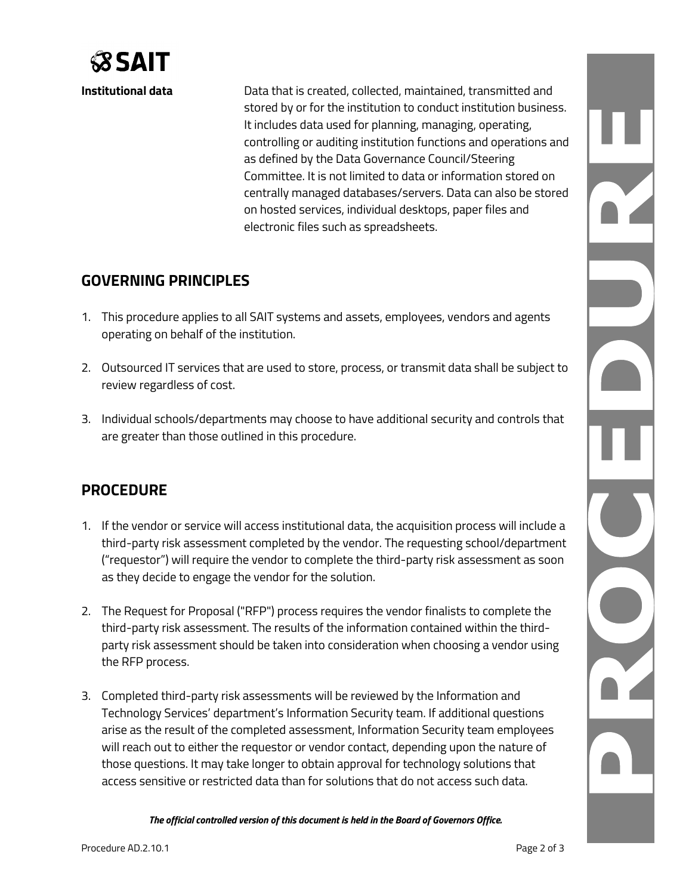**Institutional data** Data that is created, collected, maintained, transmitted and stored by or for the institution to conduct institution business. It includes data used for planning, managing, operating, controlling or auditing institution functions and operations and as defined by the Data Governance Council/Steering Committee. It is not limited to data or information stored on centrally managed databases/servers. Data can also be stored on hosted services, individual desktops, paper files and electronic files such as spreadsheets.

## GOVERNING PRINCIPLES

1. This procedure applies to all SAIT systems and assets, employees, vendors and agents operating on behalf of the institution.
2. Outsourced IT services that are used to store, process, or transmit data shall be subject to review regardless of cost.
3. Individual schools/departments may choose to have additional security and controls that are greater than those outlined in this procedure.

## PROCEDURE

1. If the vendor or service will access institutional data, the acquisition process will include a third-party risk assessment completed by the vendor. The requesting school/department ("requestor") will require the vendor to complete the third-party risk assessment as soon as they decide to engage the vendor for the solution.
2. The Request for Proposal ("RFP") process requires the vendor finalists to complete the third-party risk assessment. The results of the information contained within the third-party risk assessment should be taken into consideration when choosing a vendor using the RFP process.
3. Completed third-party risk assessments will be reviewed by the Information and Technology Services' department's Information Security team. If additional questions arise as the result of the completed assessment, Information Security team employees will reach out to either the requestor or vendor contact, depending upon the nature of those questions. It may take longer to obtain approval for technology solutions that access sensitive or restricted data than for solutions that do not access such data.

***The official controlled version of this document is held in the Board of Governors Office.***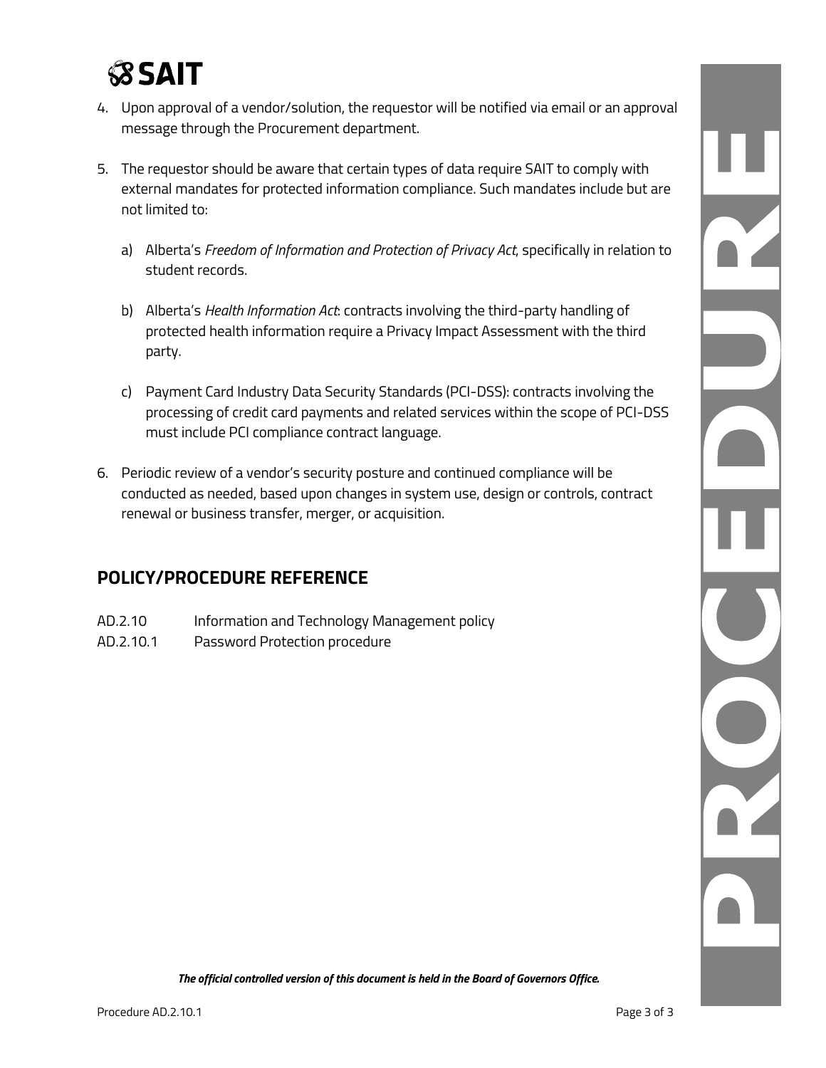4. Upon approval of a vendor/solution, the requestor will be notified via email or an approval message through the Procurement department.

5. The requestor should be aware that certain types of data require SAIT to comply with external mandates for protected information compliance. Such mandates include but are not limited to:

   a) Alberta's *Freedom of Information and Protection of Privacy Act*, specifically in relation to student records.

   b) Alberta's *Health Information Act*: contracts involving the third-party handling of protected health information require a Privacy Impact Assessment with the third party.

   c) Payment Card Industry Data Security Standards (PCI-DSS): contracts involving the processing of credit card payments and related services within the scope of PCI-DSS must include PCI compliance contract language.

6. Periodic review of a vendor's security posture and continued compliance will be conducted as needed, based upon changes in system use, design or controls, contract renewal or business transfer, merger, or acquisition.

## POLICY/PROCEDURE REFERENCE

| | |
|---|---|
| AD.2.10 | Information and Technology Management policy |
| AD.2.10.1 | Password Protection procedure |

***The official controlled version of this document is held in the Board of Governors Office.***